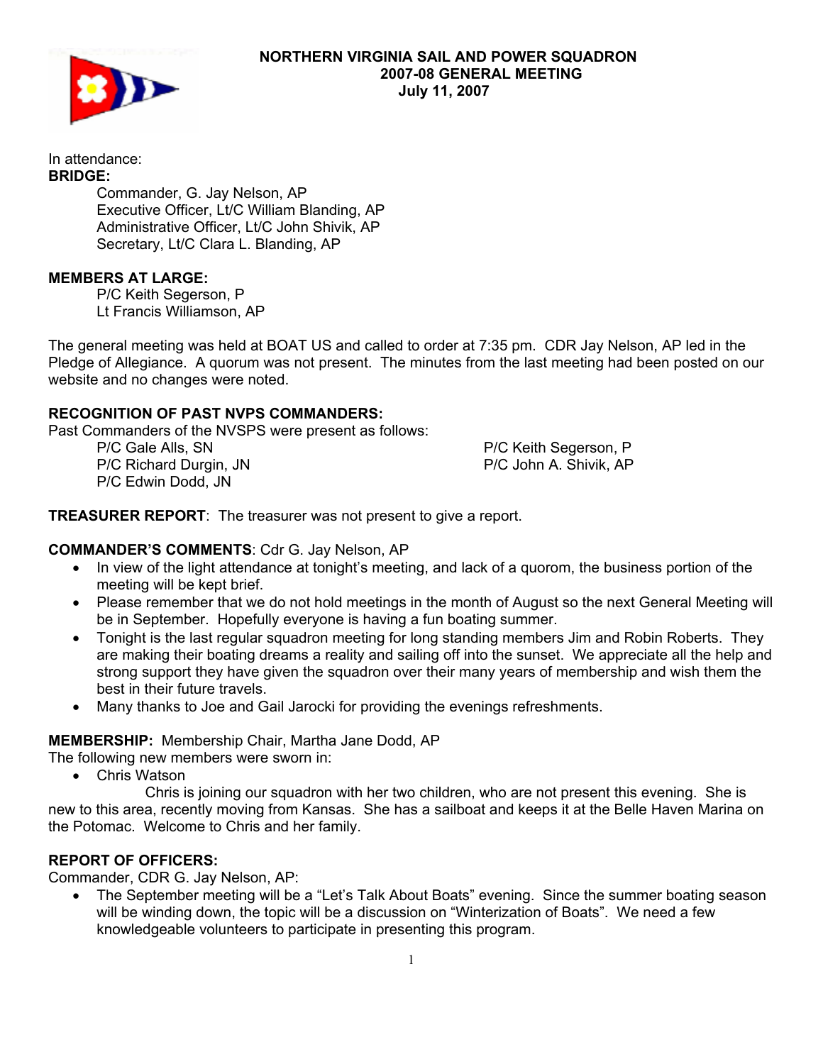# NORTHERN VIRGINIA SAIL AND POWER SQUADRON
## 2007-08 GENERAL MEETING
## July 11, 2007

In attendance:

**BRIDGE:**

Commander, G. Jay Nelson, AP
Executive Officer, Lt/C William Blanding, AP
Administrative Officer, Lt/C John Shivik, AP
Secretary, Lt/C Clara L. Blanding, AP

**MEMBERS AT LARGE:**

P/C Keith Segerson, P
Lt Francis Williamson, AP

The general meeting was held at BOAT US and called to order at 7:35 pm. CDR Jay Nelson, AP led in the Pledge of Allegiance. A quorum was not present. The minutes from the last meeting had been posted on our website and no changes were noted.

**RECOGNITION OF PAST NVPS COMMANDERS:**

Past Commanders of the NVSPS were present as follows:

P/C Gale Alls, SN
P/C Richard Durgin, JN
P/C Edwin Dodd, JN
P/C Keith Segerson, P
P/C John A. Shivik, AP

**TREASURER REPORT**: The treasurer was not present to give a report.

**COMMANDER'S COMMENTS**: Cdr G. Jay Nelson, AP

- In view of the light attendance at tonight's meeting, and lack of a quorom, the business portion of the meeting will be kept brief.
- Please remember that we do not hold meetings in the month of August so the next General Meeting will be in September. Hopefully everyone is having a fun boating summer.
- Tonight is the last regular squadron meeting for long standing members Jim and Robin Roberts. They are making their boating dreams a reality and sailing off into the sunset. We appreciate all the help and strong support they have given the squadron over their many years of membership and wish them the best in their future travels.
- Many thanks to Joe and Gail Jarocki for providing the evenings refreshments.

**MEMBERSHIP:** Membership Chair, Martha Jane Dodd, AP

The following new members were sworn in:

- Chris Watson

Chris is joining our squadron with her two children, who are not present this evening. She is new to this area, recently moving from Kansas. She has a sailboat and keeps it at the Belle Haven Marina on the Potomac. Welcome to Chris and her family.

**REPORT OF OFFICERS:**

Commander, CDR G. Jay Nelson, AP:

- The September meeting will be a "Let's Talk About Boats" evening. Since the summer boating season will be winding down, the topic will be a discussion on "Winterization of Boats". We need a few knowledgeable volunteers to participate in presenting this program.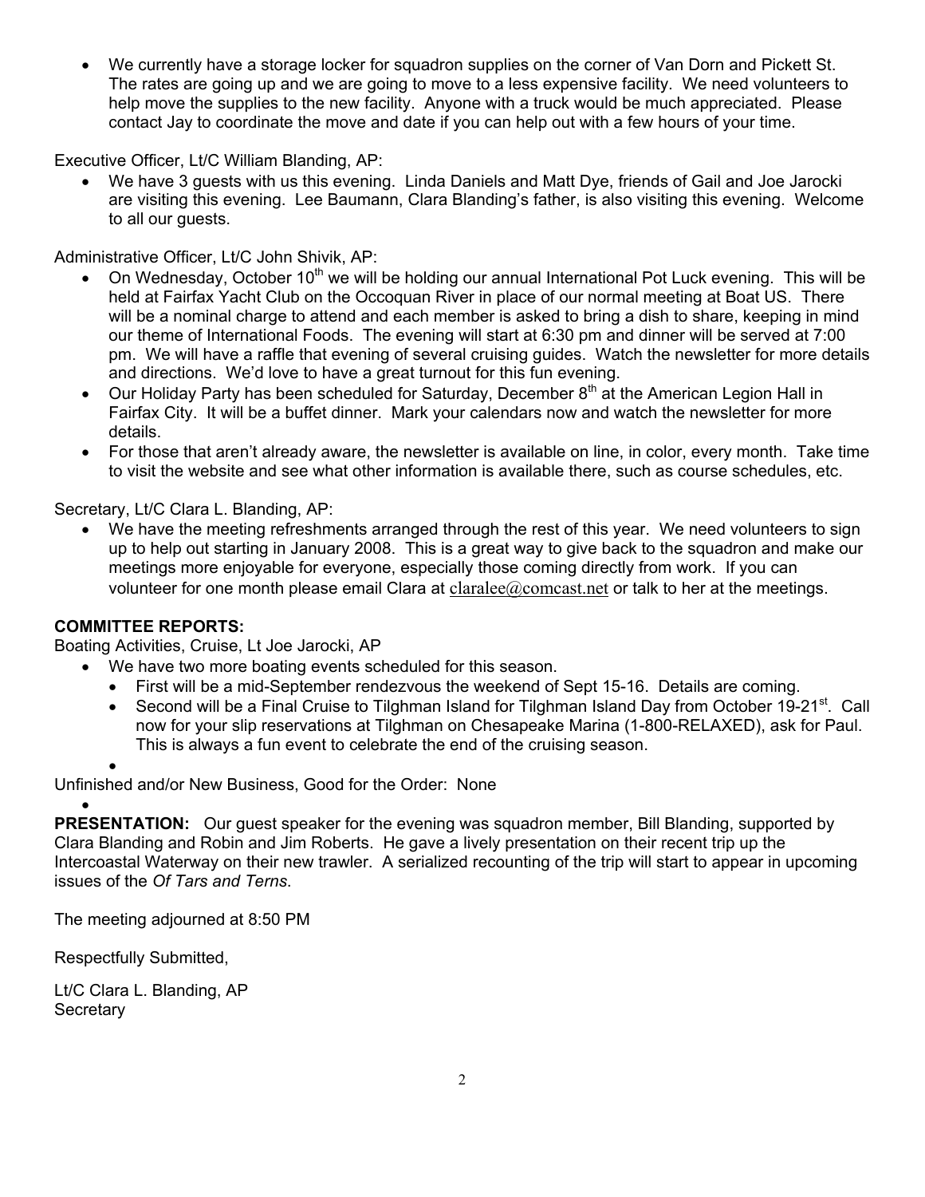- We currently have a storage locker for squadron supplies on the corner of Van Dorn and Pickett St. The rates are going up and we are going to move to a less expensive facility. We need volunteers to help move the supplies to the new facility. Anyone with a truck would be much appreciated. Please contact Jay to coordinate the move and date if you can help out with a few hours of your time.

Executive Officer, Lt/C William Blanding, AP:

- We have 3 guests with us this evening. Linda Daniels and Matt Dye, friends of Gail and Joe Jarocki are visiting this evening. Lee Baumann, Clara Blanding's father, is also visiting this evening. Welcome to all our guests.

Administrative Officer, Lt/C John Shivik, AP:

- On Wednesday, October 10th we will be holding our annual International Pot Luck evening. This will be held at Fairfax Yacht Club on the Occoquan River in place of our normal meeting at Boat US. There will be a nominal charge to attend and each member is asked to bring a dish to share, keeping in mind our theme of International Foods. The evening will start at 6:30 pm and dinner will be served at 7:00 pm. We will have a raffle that evening of several cruising guides. Watch the newsletter for more details and directions. We'd love to have a great turnout for this fun evening.
- Our Holiday Party has been scheduled for Saturday, December 8th at the American Legion Hall in Fairfax City. It will be a buffet dinner. Mark your calendars now and watch the newsletter for more details.
- For those that aren't already aware, the newsletter is available on line, in color, every month. Take time to visit the website and see what other information is available there, such as course schedules, etc.

Secretary, Lt/C Clara L. Blanding, AP:

- We have the meeting refreshments arranged through the rest of this year. We need volunteers to sign up to help out starting in January 2008. This is a great way to give back to the squadron and make our meetings more enjoyable for everyone, especially those coming directly from work. If you can volunteer for one month please email Clara at claralee@comcast.net or talk to her at the meetings.

**COMMITTEE REPORTS:**

Boating Activities, Cruise, Lt Joe Jarocki, AP

- We have two more boating events scheduled for this season.
  - First will be a mid-September rendezvous the weekend of Sept 15-16. Details are coming.
  - Second will be a Final Cruise to Tilghman Island for Tilghman Island Day from October 19-21st. Call now for your slip reservations at Tilghman on Chesapeake Marina (1-800-RELAXED), ask for Paul. This is always a fun event to celebrate the end of the cruising season.

Unfinished and/or New Business, Good for the Order: None

**PRESENTATION:** Our guest speaker for the evening was squadron member, Bill Blanding, supported by Clara Blanding and Robin and Jim Roberts. He gave a lively presentation on their recent trip up the Intercoastal Waterway on their new trawler. A serialized recounting of the trip will start to appear in upcoming issues of the *Of Tars and Terns.*

The meeting adjourned at 8:50 PM

Respectfully Submitted,

Lt/C Clara L. Blanding, AP
Secretary